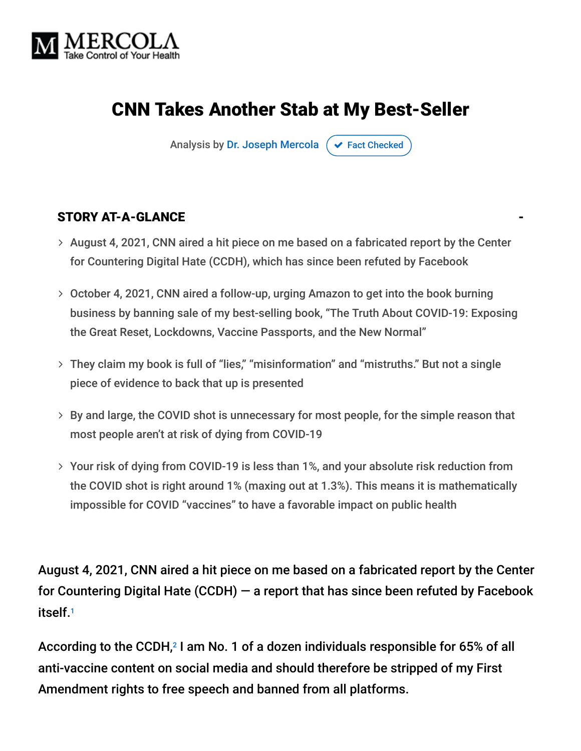# CNN Takes Another Stab at My Best-Seller

Analysis by Dr. Joseph Mercola | Fact Checked

## STORY AT-A-GLANCE

- August 4, 2021, CNN aired a hit piece on me based on a fabricated report by the Center for Countering Digital Hate (CCDH), which has since been refuted by Facebook
- October 4, 2021, CNN aired a follow-up, urging Amazon to get into the book burning business by banning sale of my best-selling book, "The Truth About COVID-19: Exposing the Great Reset, Lockdowns, Vaccine Passports, and the New Normal"
- They claim my book is full of "lies," "misinformation" and "mistruths." But not a single piece of evidence to back that up is presented
- By and large, the COVID shot is unnecessary for most people, for the simple reason that most people aren't at risk of dying from COVID-19
- Your risk of dying from COVID-19 is less than 1%, and your absolute risk reduction from the COVID shot is right around 1% (maxing out at 1.3%). This means it is mathematically impossible for COVID "vaccines" to have a favorable impact on public health

August 4, 2021, CNN aired a hit piece on me based on a fabricated report by the Center for Countering Digital Hate (CCDH) — a report that has since been refuted by Facebook itself.[1]

According to the CCDH,[2] I am No. 1 of a dozen individuals responsible for 65% of all anti-vaccine content on social media and should therefore be stripped of my First Amendment rights to free speech and banned from all platforms.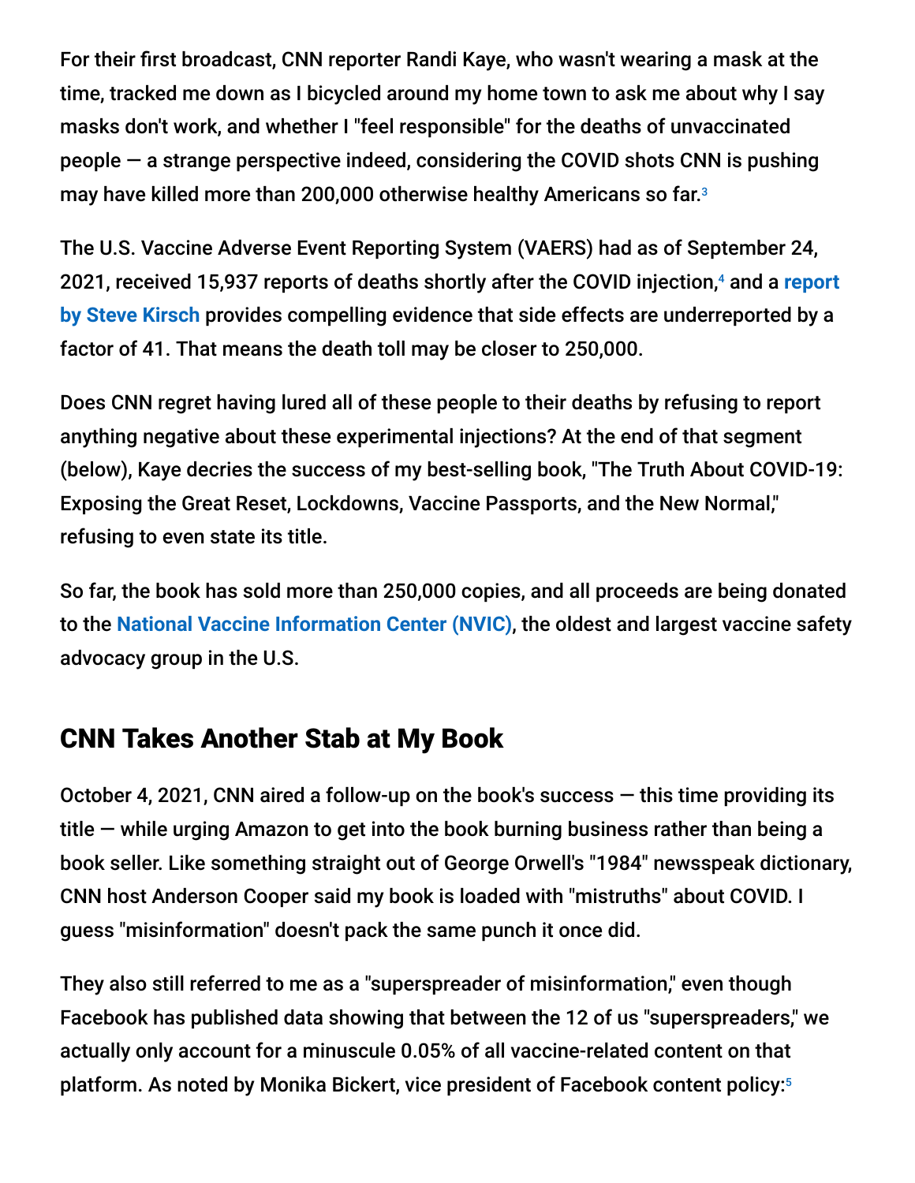For their first broadcast, CNN reporter Randi Kaye, who wasn't wearing a mask at the time, tracked me down as I bicycled around my home town to ask me about why I say masks don't work, and whether I "feel responsible" for the deaths of unvaccinated people — a strange perspective indeed, considering the COVID shots CNN is pushing may have killed more than 200,000 otherwise healthy Americans so far.[3]

The U.S. Vaccine Adverse Event Reporting System (VAERS) had as of September 24, 2021, received 15,937 reports of deaths shortly after the COVID injection,[4] and a **report by Steve Kirsch** provides compelling evidence that side effects are underreported by a factor of 41. That means the death toll may be closer to 250,000.

Does CNN regret having lured all of these people to their deaths by refusing to report anything negative about these experimental injections? At the end of that segment (below), Kaye decries the success of my best-selling book, "The Truth About COVID-19: Exposing the Great Reset, Lockdowns, Vaccine Passports, and the New Normal," refusing to even state its title.

So far, the book has sold more than 250,000 copies, and all proceeds are being donated to the **National Vaccine Information Center (NVIC)**, the oldest and largest vaccine safety advocacy group in the U.S.

## CNN Takes Another Stab at My Book

October 4, 2021, CNN aired a follow-up on the book's success — this time providing its title — while urging Amazon to get into the book burning business rather than being a book seller. Like something straight out of George Orwell's "1984" newsspeak dictionary, CNN host Anderson Cooper said my book is loaded with "mistruths" about COVID. I guess "misinformation" doesn't pack the same punch it once did.

They also still referred to me as a "superspreader of misinformation," even though Facebook has published data showing that between the 12 of us "superspreaders," we actually only account for a minuscule 0.05% of all vaccine-related content on that platform. As noted by Monika Bickert, vice president of Facebook content policy:[5]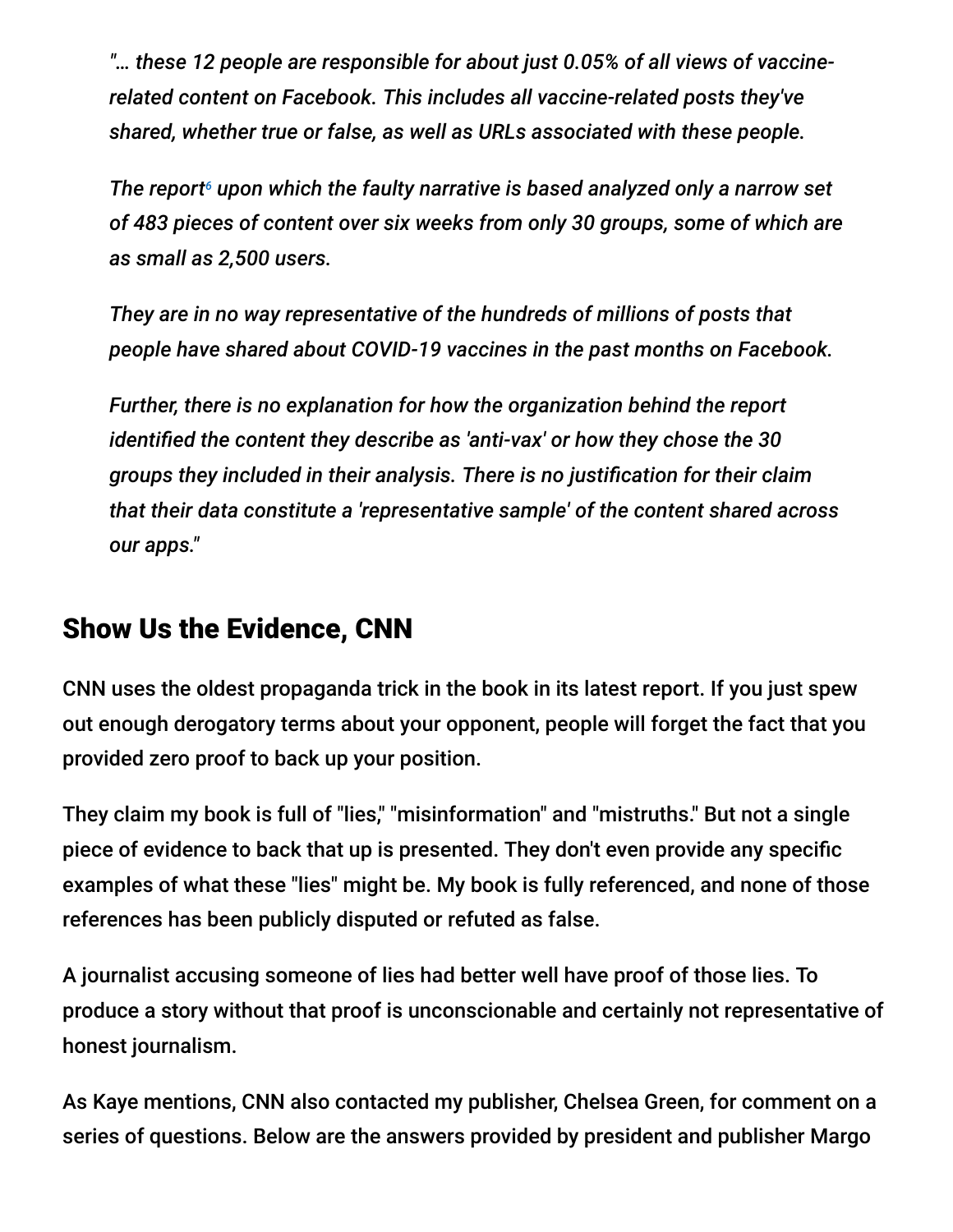*"… these 12 people are responsible for about just 0.05% of all views of vaccine-related content on Facebook. This includes all vaccine-related posts they've shared, whether true or false, as well as URLs associated with these people.*

*The report[6] upon which the faulty narrative is based analyzed only a narrow set of 483 pieces of content over six weeks from only 30 groups, some of which are as small as 2,500 users.*

*They are in no way representative of the hundreds of millions of posts that people have shared about COVID-19 vaccines in the past months on Facebook.*

*Further, there is no explanation for how the organization behind the report identified the content they describe as 'anti-vax' or how they chose the 30 groups they included in their analysis. There is no justification for their claim that their data constitute a 'representative sample' of the content shared across our apps."*

## Show Us the Evidence, CNN

CNN uses the oldest propaganda trick in the book in its latest report. If you just spew out enough derogatory terms about your opponent, people will forget the fact that you provided zero proof to back up your position.

They claim my book is full of "lies," "misinformation" and "mistruths." But not a single piece of evidence to back that up is presented. They don't even provide any specific examples of what these "lies" might be. My book is fully referenced, and none of those references has been publicly disputed or refuted as false.

A journalist accusing someone of lies had better well have proof of those lies. To produce a story without that proof is unconscionable and certainly not representative of honest journalism.

As Kaye mentions, CNN also contacted my publisher, Chelsea Green, for comment on a series of questions. Below are the answers provided by president and publisher Margo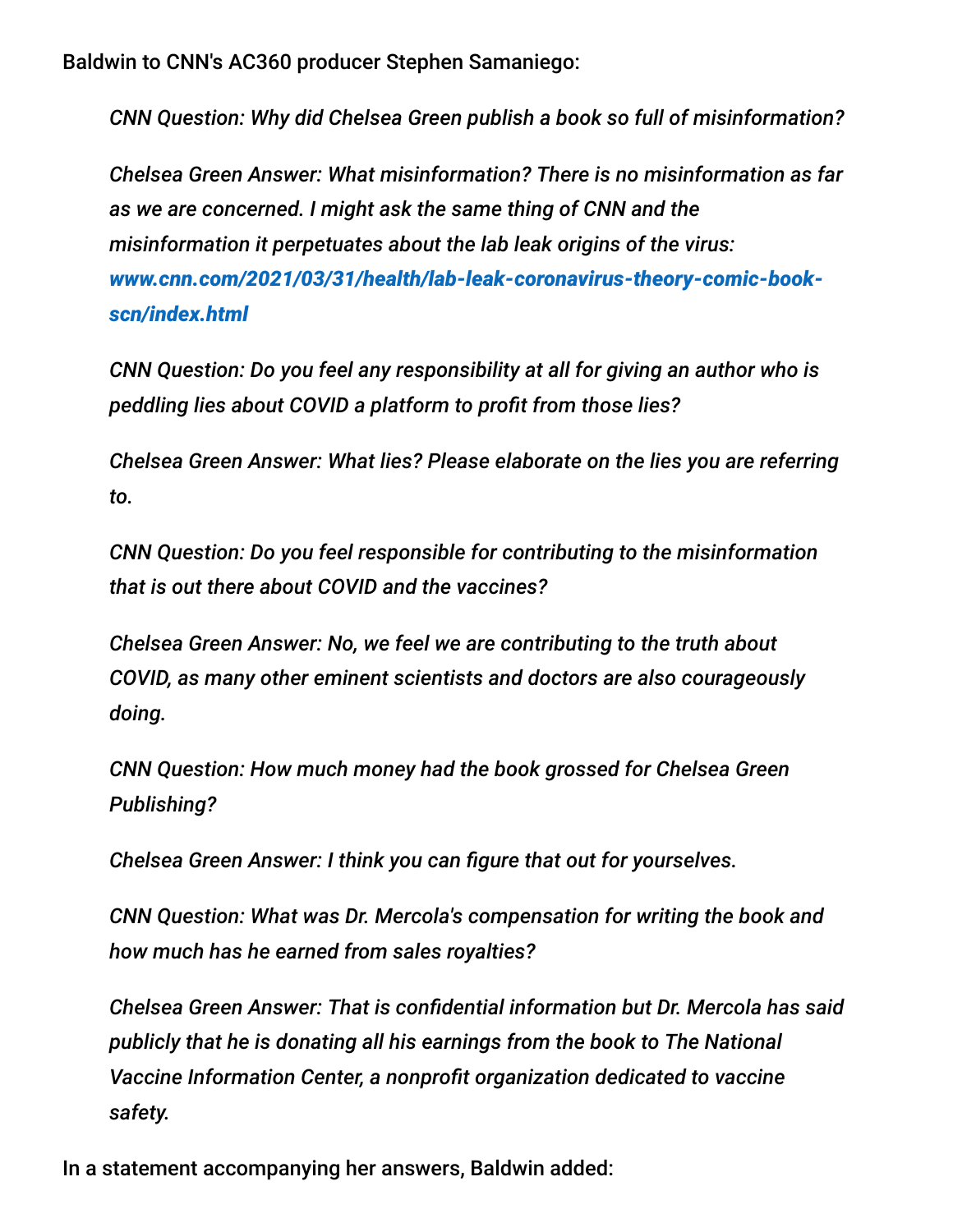Baldwin to CNN's AC360 producer Stephen Samaniego:

> *CNN Question: Why did Chelsea Green publish a book so full of misinformation?*
>
> *Chelsea Green Answer: What misinformation? There is no misinformation as far as we are concerned. I might ask the same thing of CNN and the misinformation it perpetuates about the lab leak origins of the virus:* ***www.cnn.com/2021/03/31/health/lab-leak-coronavirus-theory-comic-book-scn/index.html***
>
> *CNN Question: Do you feel any responsibility at all for giving an author who is peddling lies about COVID a platform to profit from those lies?*
>
> *Chelsea Green Answer: What lies? Please elaborate on the lies you are referring to.*
>
> *CNN Question: Do you feel responsible for contributing to the misinformation that is out there about COVID and the vaccines?*
>
> *Chelsea Green Answer: No, we feel we are contributing to the truth about COVID, as many other eminent scientists and doctors are also courageously doing.*
>
> *CNN Question: How much money had the book grossed for Chelsea Green Publishing?*
>
> *Chelsea Green Answer: I think you can figure that out for yourselves.*
>
> *CNN Question: What was Dr. Mercola's compensation for writing the book and how much has he earned from sales royalties?*
>
> *Chelsea Green Answer: That is confidential information but Dr. Mercola has said publicly that he is donating all his earnings from the book to The National Vaccine Information Center, a nonprofit organization dedicated to vaccine safety.*

In a statement accompanying her answers, Baldwin added: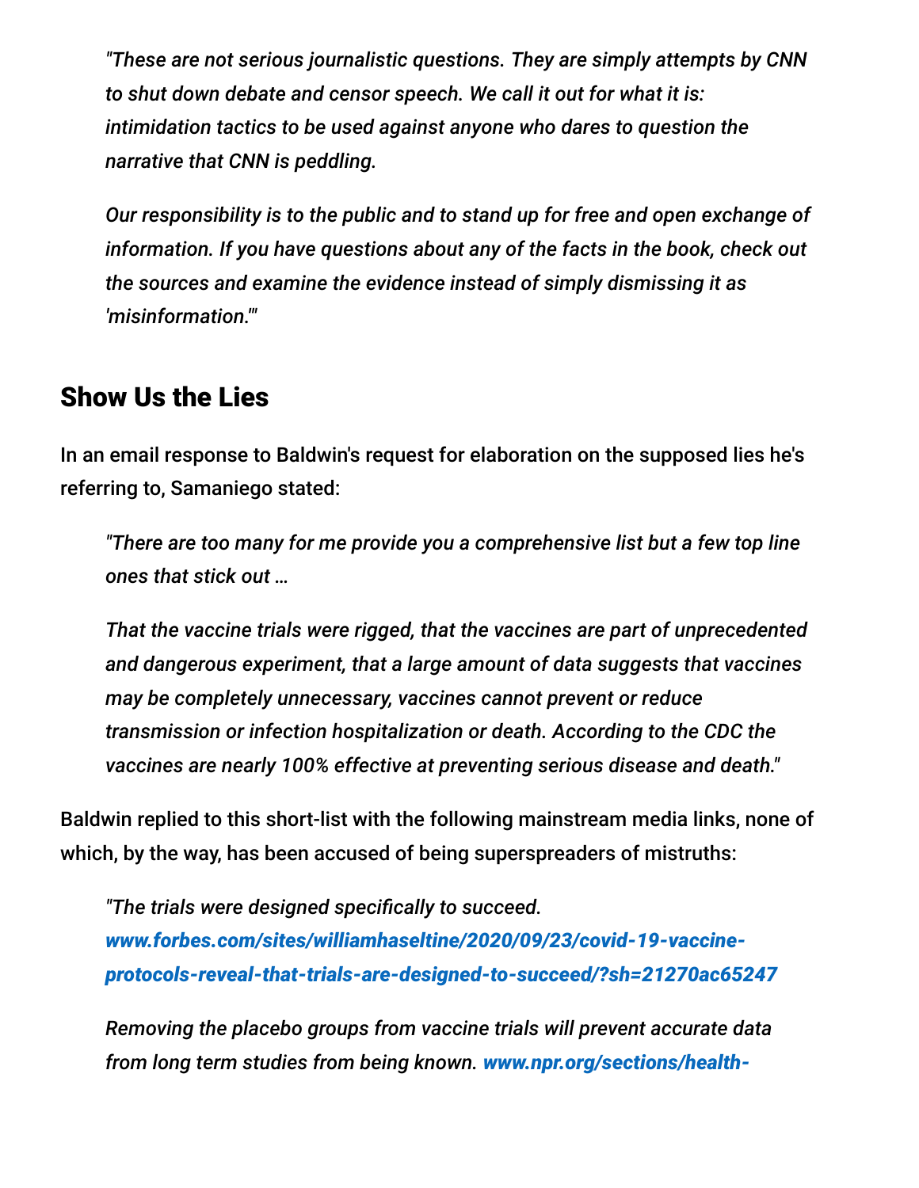> *"These are not serious journalistic questions. They are simply attempts by CNN to shut down debate and censor speech. We call it out for what it is: intimidation tactics to be used against anyone who dares to question the narrative that CNN is peddling.*
>
> *Our responsibility is to the public and to stand up for free and open exchange of information. If you have questions about any of the facts in the book, check out the sources and examine the evidence instead of simply dismissing it as 'misinformation.'"*

## Show Us the Lies

In an email response to Baldwin's request for elaboration on the supposed lies he's referring to, Samaniego stated:

> *"There are too many for me provide you a comprehensive list but a few top line ones that stick out …*
>
> *That the vaccine trials were rigged, that the vaccines are part of unprecedented and dangerous experiment, that a large amount of data suggests that vaccines may be completely unnecessary, vaccines cannot prevent or reduce transmission or infection hospitalization or death. According to the CDC the vaccines are nearly 100% effective at preventing serious disease and death."*

Baldwin replied to this short-list with the following mainstream media links, none of which, by the way, has been accused of being superspreaders of mistruths:

> *"The trials were designed specifically to succeed.* ***www.forbes.com/sites/williamhaseltine/2020/09/23/covid-19-vaccine-protocols-reveal-that-trials-are-designed-to-succeed/?sh=21270ac65247***
>
> *Removing the placebo groups from vaccine trials will prevent accurate data from long term studies from being known.* ***www.npr.org/sections/health-***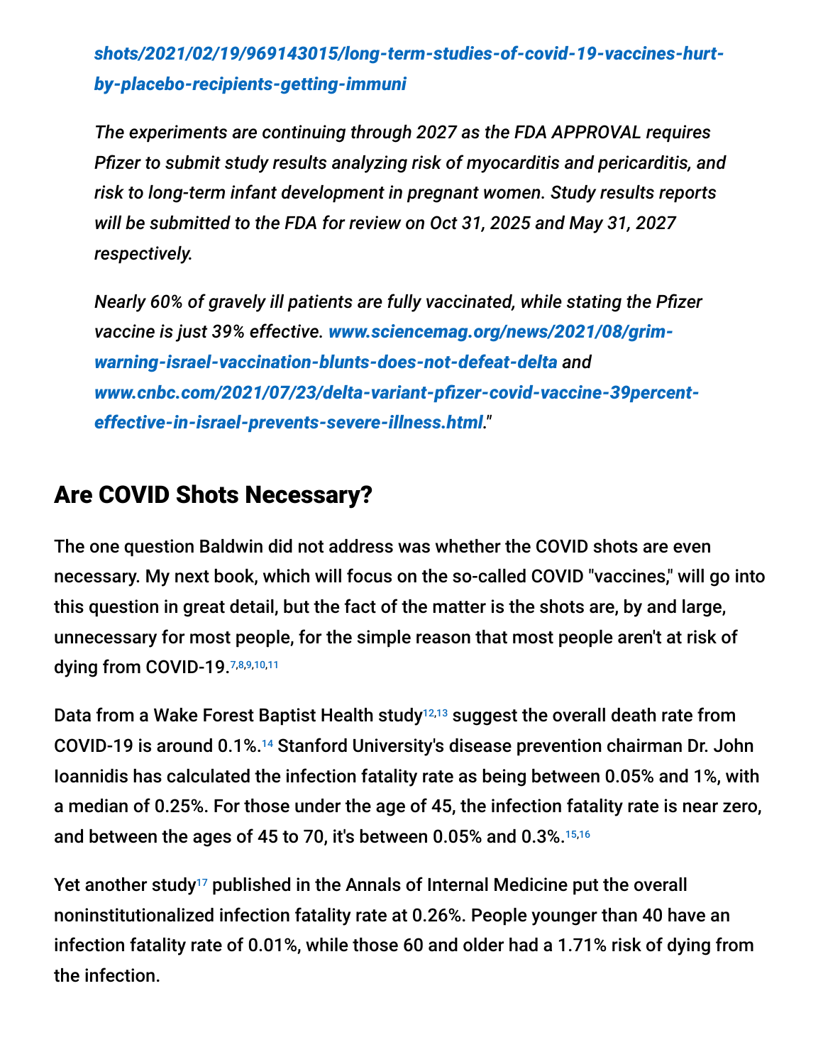*[shots/2021/02/19/969143015/long-term-studies-of-covid-19-vaccines-hurt-by-placebo-recipients-getting-immuni](shots/2021/02/19/969143015/long-term-studies-of-covid-19-vaccines-hurt-by-placebo-recipients-getting-immuni)*

*The experiments are continuing through 2027 as the FDA APPROVAL requires Pfizer to submit study results analyzing risk of myocarditis and pericarditis, and risk to long-term infant development in pregnant women. Study results reports will be submitted to the FDA for review on Oct 31, 2025 and May 31, 2027 respectively.*

*Nearly 60% of gravely ill patients are fully vaccinated, while stating the Pfizer vaccine is just 39% effective.* ***www.sciencemag.org/news/2021/08/grim-warning-israel-vaccination-blunts-does-not-defeat-delta*** *and* ***www.cnbc.com/2021/07/23/delta-variant-pfizer-covid-vaccine-39percent-effective-in-israel-prevents-severe-illness.html***."

## Are COVID Shots Necessary?

The one question Baldwin did not address was whether the COVID shots are even necessary. My next book, which will focus on the so-called COVID "vaccines," will go into this question in great detail, but the fact of the matter is the shots are, by and large, unnecessary for most people, for the simple reason that most people aren't at risk of dying from COVID-19.[7,8,9,10,11]

Data from a Wake Forest Baptist Health study[12,13] suggest the overall death rate from COVID-19 is around 0.1%.[14] Stanford University's disease prevention chairman Dr. John Ioannidis has calculated the infection fatality rate as being between 0.05% and 1%, with a median of 0.25%. For those under the age of 45, the infection fatality rate is near zero, and between the ages of 45 to 70, it's between 0.05% and 0.3%.[15,16]

Yet another study[17] published in the Annals of Internal Medicine put the overall noninstitutionalized infection fatality rate at 0.26%. People younger than 40 have an infection fatality rate of 0.01%, while those 60 and older had a 1.71% risk of dying from the infection.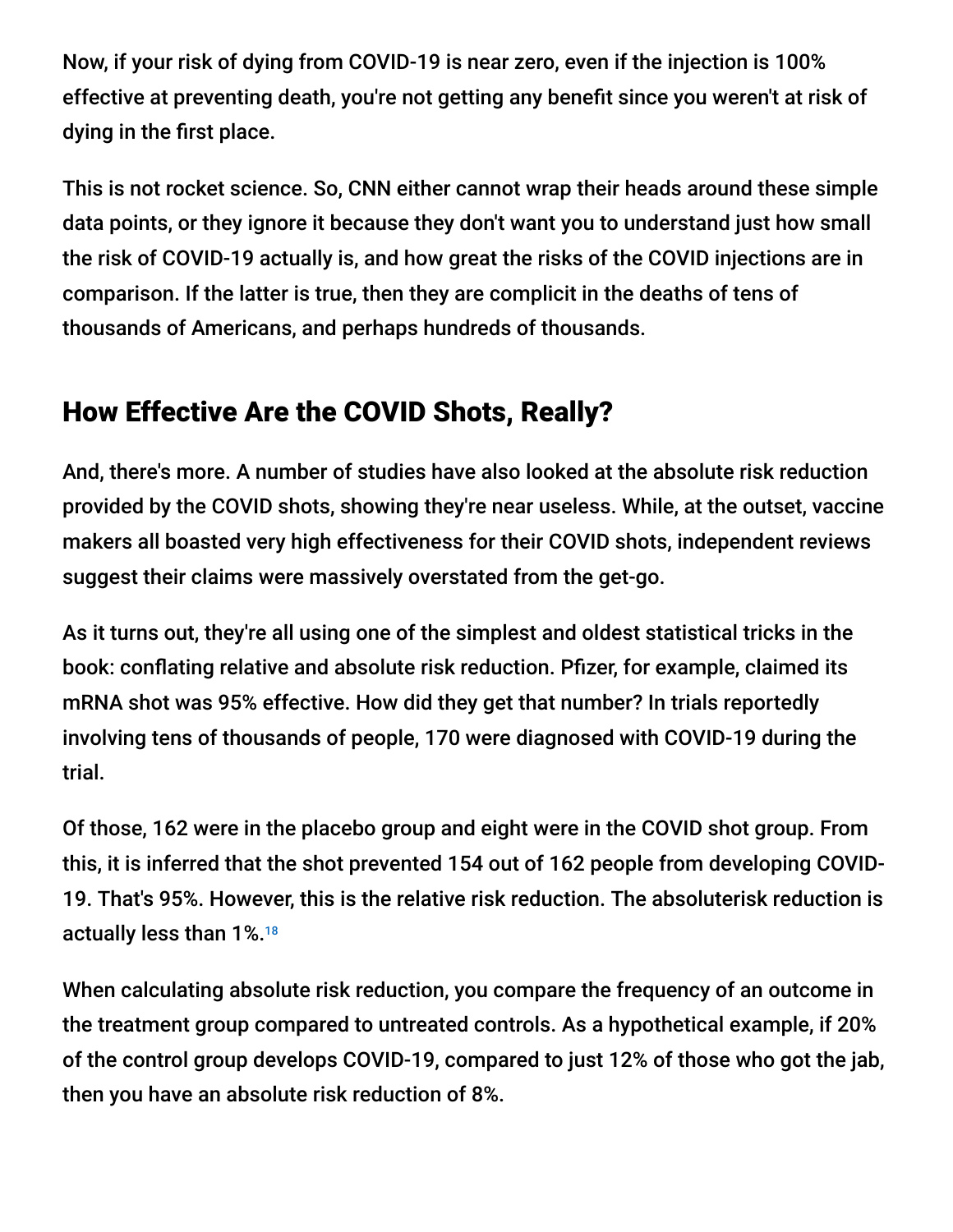Now, if your risk of dying from COVID-19 is near zero, even if the injection is 100% effective at preventing death, you're not getting any benefit since you weren't at risk of dying in the first place.

This is not rocket science. So, CNN either cannot wrap their heads around these simple data points, or they ignore it because they don't want you to understand just how small the risk of COVID-19 actually is, and how great the risks of the COVID injections are in comparison. If the latter is true, then they are complicit in the deaths of tens of thousands of Americans, and perhaps hundreds of thousands.

## How Effective Are the COVID Shots, Really?

And, there's more. A number of studies have also looked at the absolute risk reduction provided by the COVID shots, showing they're near useless. While, at the outset, vaccine makers all boasted very high effectiveness for their COVID shots, independent reviews suggest their claims were massively overstated from the get-go.

As it turns out, they're all using one of the simplest and oldest statistical tricks in the book: conflating relative and absolute risk reduction. Pfizer, for example, claimed its mRNA shot was 95% effective. How did they get that number? In trials reportedly involving tens of thousands of people, 170 were diagnosed with COVID-19 during the trial.

Of those, 162 were in the placebo group and eight were in the COVID shot group. From this, it is inferred that the shot prevented 154 out of 162 people from developing COVID-19. That's 95%. However, this is the relative risk reduction. The absoluterisk reduction is actually less than 1%.[18]

When calculating absolute risk reduction, you compare the frequency of an outcome in the treatment group compared to untreated controls. As a hypothetical example, if 20% of the control group develops COVID-19, compared to just 12% of those who got the jab, then you have an absolute risk reduction of 8%.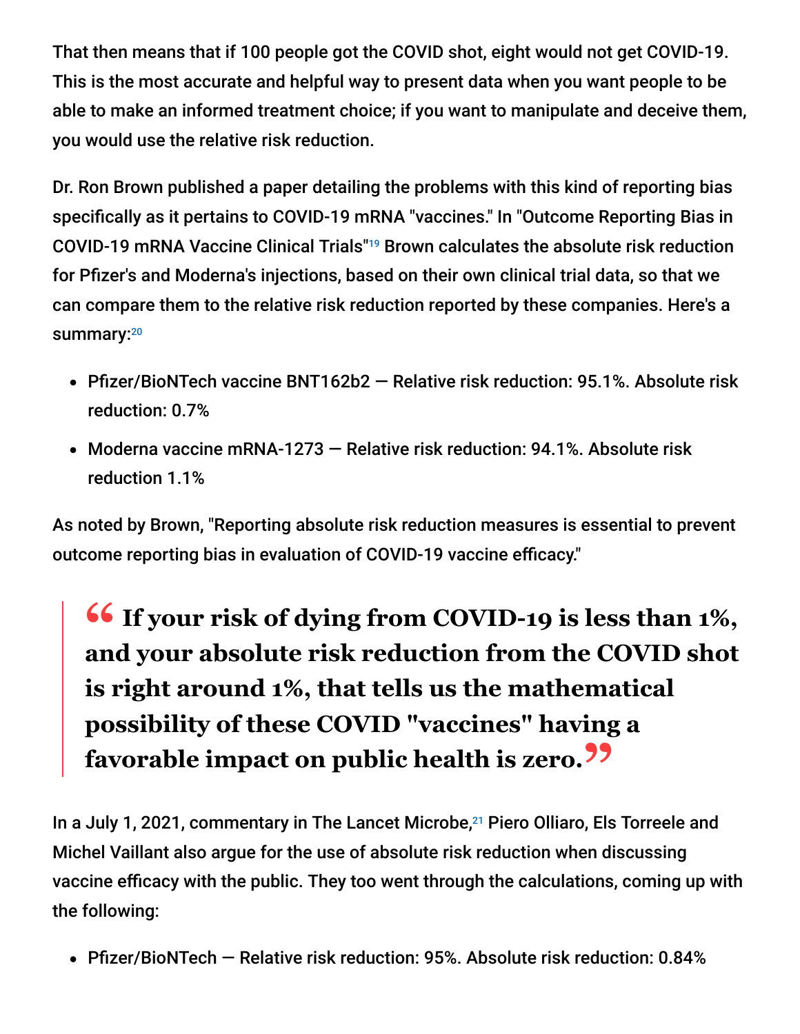That then means that if 100 people got the COVID shot, eight would not get COVID-19. This is the most accurate and helpful way to present data when you want people to be able to make an informed treatment choice; if you want to manipulate and deceive them, you would use the relative risk reduction.

Dr. Ron Brown published a paper detailing the problems with this kind of reporting bias specifically as it pertains to COVID-19 mRNA "vaccines." In "Outcome Reporting Bias in COVID-19 mRNA Vaccine Clinical Trials"[19] Brown calculates the absolute risk reduction for Pfizer's and Moderna's injections, based on their own clinical trial data, so that we can compare them to the relative risk reduction reported by these companies. Here's a summary:[20]

- Pfizer/BioNTech vaccine BNT162b2 — Relative risk reduction: 95.1%. Absolute risk reduction: 0.7%
- Moderna vaccine mRNA-1273 — Relative risk reduction: 94.1%. Absolute risk reduction 1.1%

As noted by Brown, "Reporting absolute risk reduction measures is essential to prevent outcome reporting bias in evaluation of COVID-19 vaccine efficacy."

> **"If your risk of dying from COVID-19 is less than 1%, and your absolute risk reduction from the COVID shot is right around 1%, that tells us the mathematical possibility of these COVID "vaccines" having a favorable impact on public health is zero."**

In a July 1, 2021, commentary in The Lancet Microbe,[21] Piero Olliaro, Els Torreele and Michel Vaillant also argue for the use of absolute risk reduction when discussing vaccine efficacy with the public. They too went through the calculations, coming up with the following:

- Pfizer/BioNTech — Relative risk reduction: 95%. Absolute risk reduction: 0.84%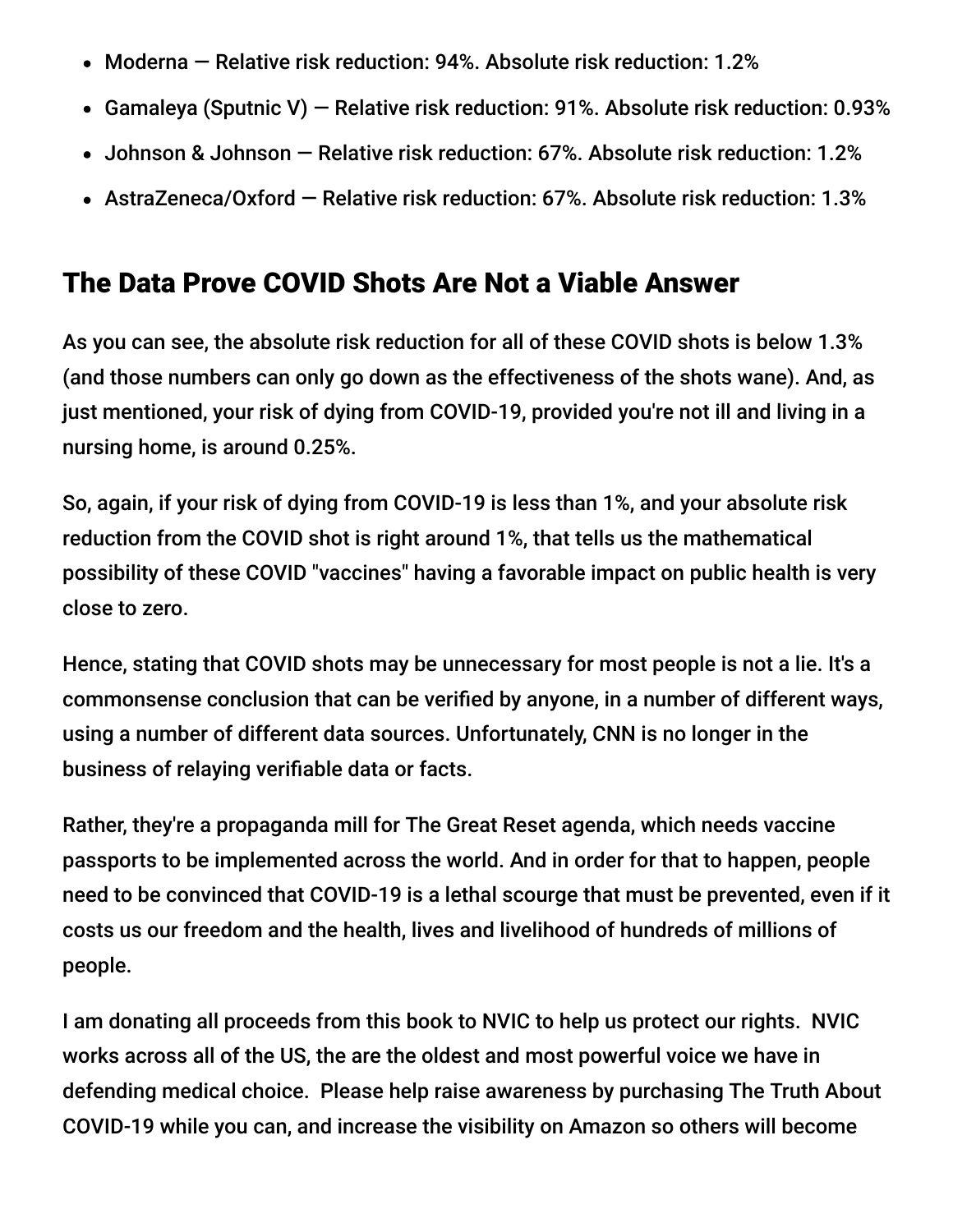- Moderna — Relative risk reduction: 94%. Absolute risk reduction: 1.2%
- Gamaleya (Sputnic V) — Relative risk reduction: 91%. Absolute risk reduction: 0.93%
- Johnson & Johnson — Relative risk reduction: 67%. Absolute risk reduction: 1.2%
- AstraZeneca/Oxford — Relative risk reduction: 67%. Absolute risk reduction: 1.3%

## The Data Prove COVID Shots Are Not a Viable Answer

As you can see, the absolute risk reduction for all of these COVID shots is below 1.3% (and those numbers can only go down as the effectiveness of the shots wane). And, as just mentioned, your risk of dying from COVID-19, provided you're not ill and living in a nursing home, is around 0.25%.

So, again, if your risk of dying from COVID-19 is less than 1%, and your absolute risk reduction from the COVID shot is right around 1%, that tells us the mathematical possibility of these COVID "vaccines" having a favorable impact on public health is very close to zero.

Hence, stating that COVID shots may be unnecessary for most people is not a lie. It's a commonsense conclusion that can be verified by anyone, in a number of different ways, using a number of different data sources. Unfortunately, CNN is no longer in the business of relaying verifiable data or facts.

Rather, they're a propaganda mill for The Great Reset agenda, which needs vaccine passports to be implemented across the world. And in order for that to happen, people need to be convinced that COVID-19 is a lethal scourge that must be prevented, even if it costs us our freedom and the health, lives and livelihood of hundreds of millions of people.

I am donating all proceeds from this book to NVIC to help us protect our rights. NVIC works across all of the US, the are the oldest and most powerful voice we have in defending medical choice. Please help raise awareness by purchasing The Truth About COVID-19 while you can, and increase the visibility on Amazon so others will become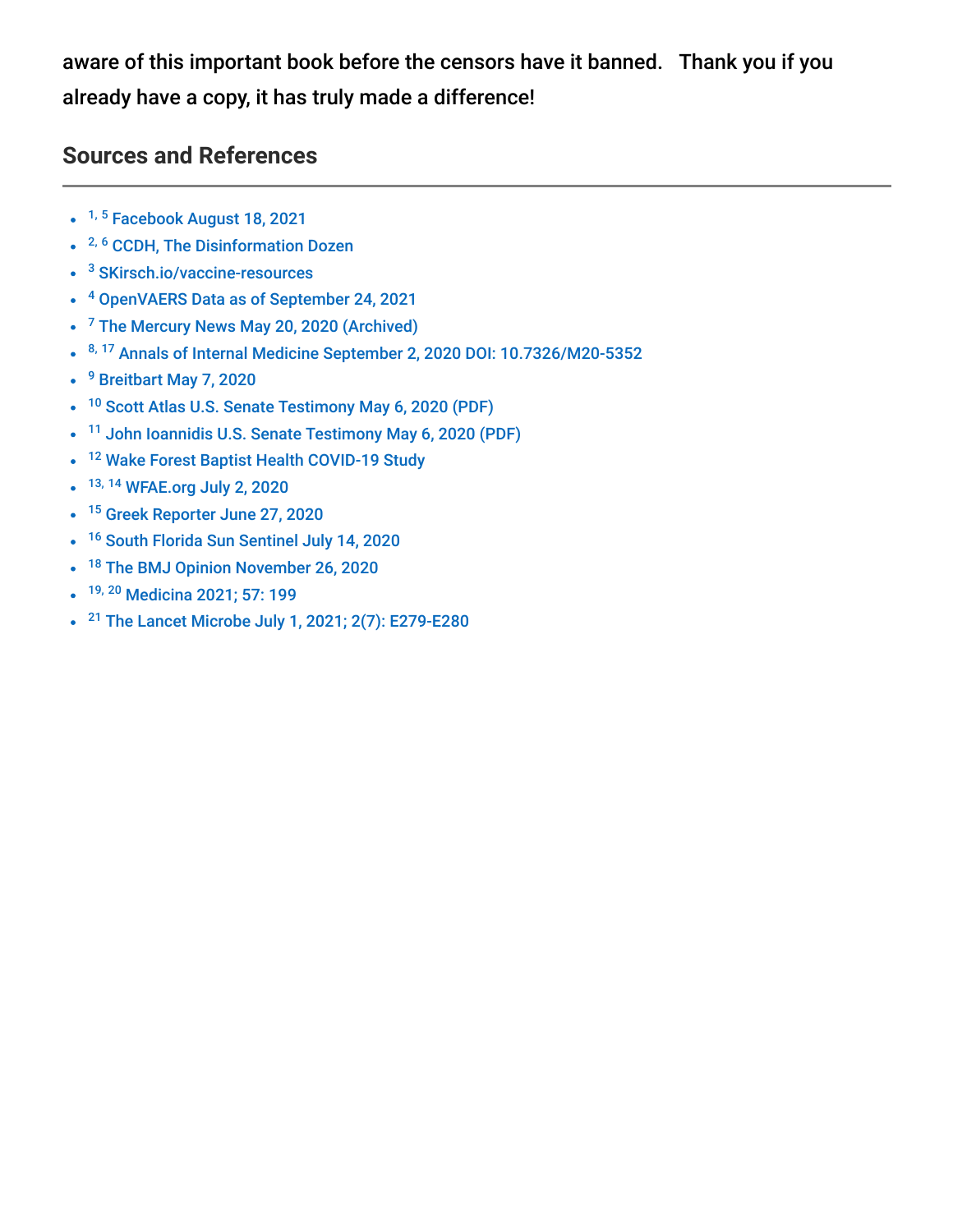aware of this important book before the censors have it banned. Thank you if you already have a copy, it has truly made a difference!

## Sources and References

- [1, 5] Facebook August 18, 2021
- [2, 6] CCDH, The Disinformation Dozen
- [3] SKirsch.io/vaccine-resources
- [4] OpenVAERS Data as of September 24, 2021
- [7] The Mercury News May 20, 2020 (Archived)
- [8, 17] Annals of Internal Medicine September 2, 2020 DOI: 10.7326/M20-5352
- [9] Breitbart May 7, 2020
- [10] Scott Atlas U.S. Senate Testimony May 6, 2020 (PDF)
- [11] John Ioannidis U.S. Senate Testimony May 6, 2020 (PDF)
- [12] Wake Forest Baptist Health COVID-19 Study
- [13, 14] WFAE.org July 2, 2020
- [15] Greek Reporter June 27, 2020
- [16] South Florida Sun Sentinel July 14, 2020
- [18] The BMJ Opinion November 26, 2020
- [19, 20] Medicina 2021; 57: 199
- [21] The Lancet Microbe July 1, 2021; 2(7): E279-E280